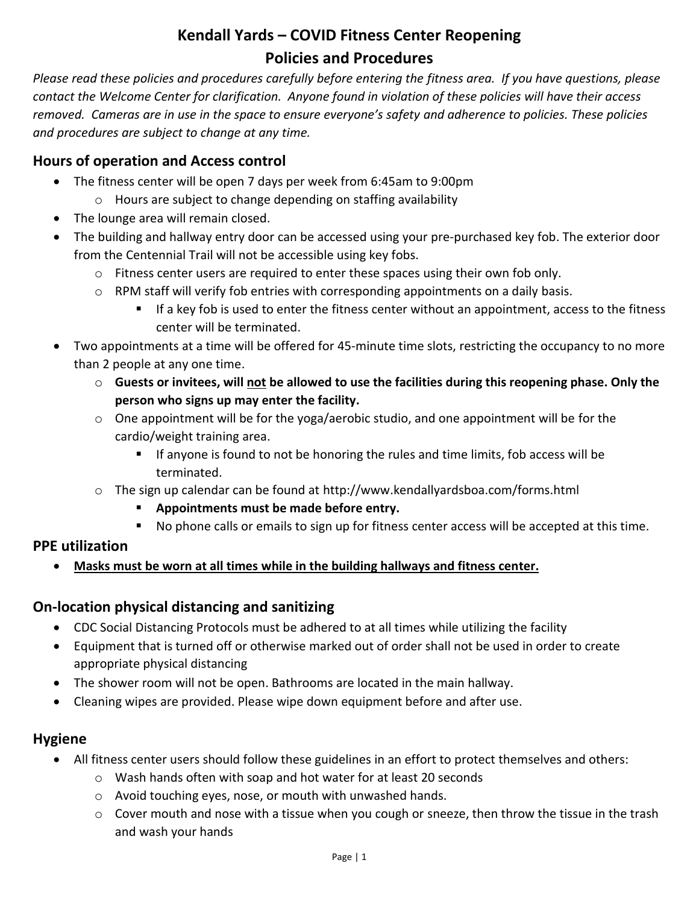# Kendall Yards – COVID Fitness Center Reopening
# Policies and Procedures

*Please read these policies and procedures carefully before entering the fitness area. If you have questions, please contact the Welcome Center for clarification. Anyone found in violation of these policies will have their access removed. Cameras are in use in the space to ensure everyone's safety and adherence to policies. These policies and procedures are subject to change at any time.*

## Hours of operation and Access control

- The fitness center will be open 7 days per week from 6:45am to 9:00pm
  - Hours are subject to change depending on staffing availability
- The lounge area will remain closed.
- The building and hallway entry door can be accessed using your pre-purchased key fob. The exterior door from the Centennial Trail will not be accessible using key fobs.
  - Fitness center users are required to enter these spaces using their own fob only.
  - RPM staff will verify fob entries with corresponding appointments on a daily basis.
    - If a key fob is used to enter the fitness center without an appointment, access to the fitness center will be terminated.
- Two appointments at a time will be offered for 45-minute time slots, restricting the occupancy to no more than 2 people at any one time.
  - **Guests or invitees, will <u>not</u> be allowed to use the facilities during this reopening phase. Only the person who signs up may enter the facility.**
  - One appointment will be for the yoga/aerobic studio, and one appointment will be for the cardio/weight training area.
    - If anyone is found to not be honoring the rules and time limits, fob access will be terminated.
  - The sign up calendar can be found at http://www.kendallyardsboa.com/forms.html
    - **Appointments must be made before entry.**
    - No phone calls or emails to sign up for fitness center access will be accepted at this time.

## PPE utilization

- **<u>Masks must be worn at all times while in the building hallways and fitness center.</u>**

## On-location physical distancing and sanitizing

- CDC Social Distancing Protocols must be adhered to at all times while utilizing the facility
- Equipment that is turned off or otherwise marked out of order shall not be used in order to create appropriate physical distancing
- The shower room will not be open. Bathrooms are located in the main hallway.
- Cleaning wipes are provided. Please wipe down equipment before and after use.

## Hygiene

- All fitness center users should follow these guidelines in an effort to protect themselves and others:
  - Wash hands often with soap and hot water for at least 20 seconds
  - Avoid touching eyes, nose, or mouth with unwashed hands.
  - Cover mouth and nose with a tissue when you cough or sneeze, then throw the tissue in the trash and wash your hands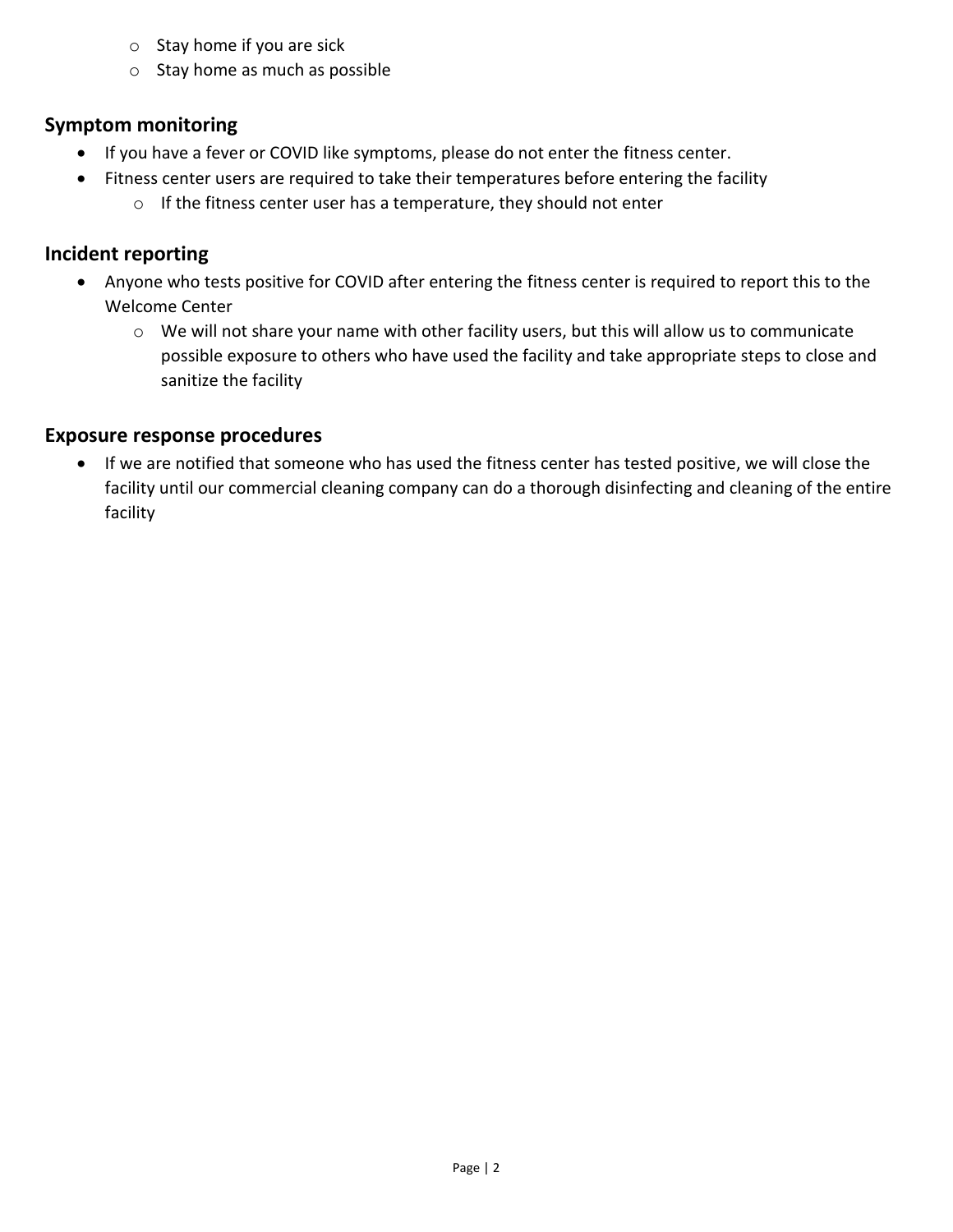- Stay home if you are sick
  - Stay home as much as possible

## Symptom monitoring

- If you have a fever or COVID like symptoms, please do not enter the fitness center.
- Fitness center users are required to take their temperatures before entering the facility
  - If the fitness center user has a temperature, they should not enter

## Incident reporting

- Anyone who tests positive for COVID after entering the fitness center is required to report this to the Welcome Center
  - We will not share your name with other facility users, but this will allow us to communicate possible exposure to others who have used the facility and take appropriate steps to close and sanitize the facility

## Exposure response procedures

- If we are notified that someone who has used the fitness center has tested positive, we will close the facility until our commercial cleaning company can do a thorough disinfecting and cleaning of the entire facility